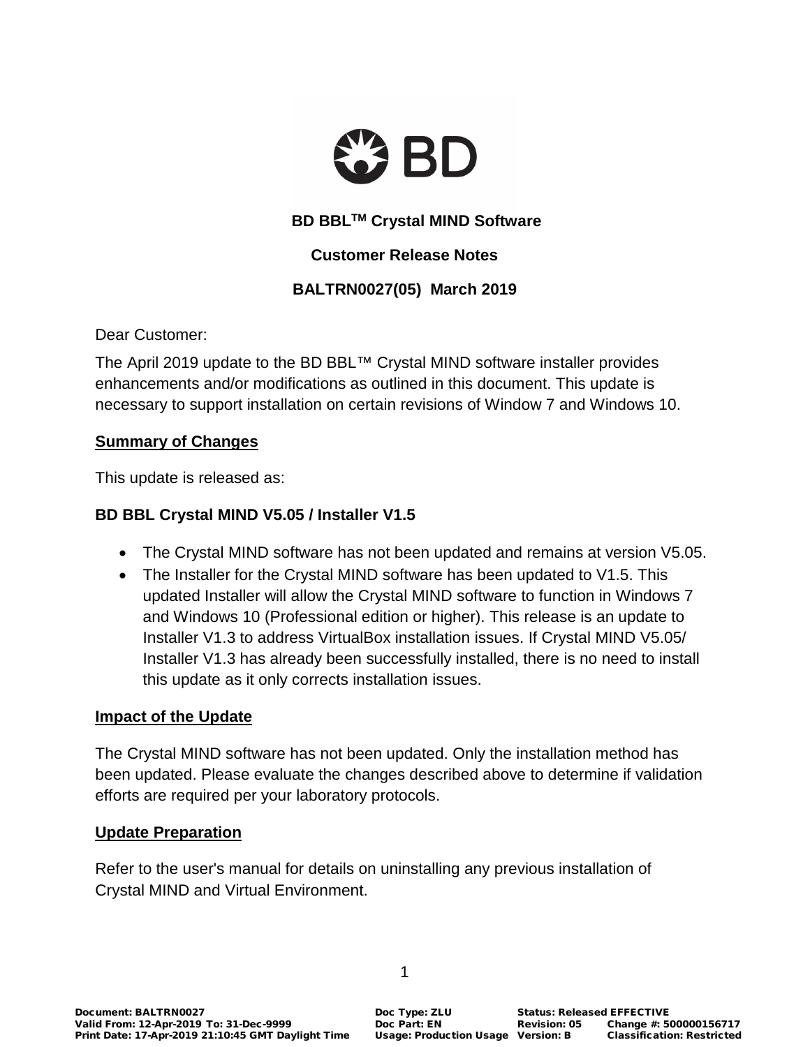# BD BBL™ Crystal MIND Software

## Customer Release Notes

## BALTRN0027(05) March 2019

Dear Customer:

The April 2019 update to the BD BBL™ Crystal MIND software installer provides enhancements and/or modifications as outlined in this document. This update is necessary to support installation on certain revisions of Window 7 and Windows 10.

**Summary of Changes**

This update is released as:

**BD BBL Crystal MIND V5.05 / Installer V1.5**

- The Crystal MIND software has not been updated and remains at version V5.05.
- The Installer for the Crystal MIND software has been updated to V1.5. This updated Installer will allow the Crystal MIND software to function in Windows 7 and Windows 10 (Professional edition or higher). This release is an update to Installer V1.3 to address VirtualBox installation issues. If Crystal MIND V5.05/ Installer V1.3 has already been successfully installed, there is no need to install this update as it only corrects installation issues.

**Impact of the Update**

The Crystal MIND software has not been updated. Only the installation method has been updated. Please evaluate the changes described above to determine if validation efforts are required per your laboratory protocols.

**Update Preparation**

Refer to the user's manual for details on uninstalling any previous installation of Crystal MIND and Virtual Environment.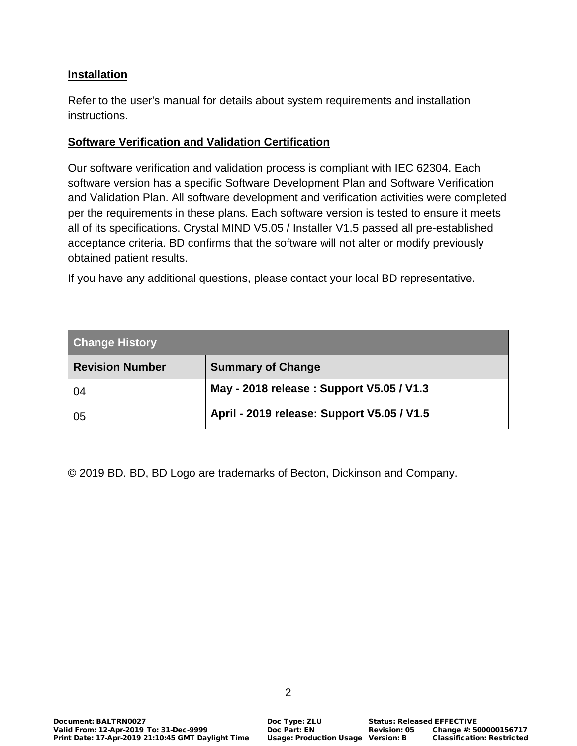**Installation**

Refer to the user's manual for details about system requirements and installation instructions.

**Software Verification and Validation Certification**

Our software verification and validation process is compliant with IEC 62304. Each software version has a specific Software Development Plan and Software Verification and Validation Plan. All software development and verification activities were completed per the requirements in these plans. Each software version is tested to ensure it meets all of its specifications. Crystal MIND V5.05 / Installer V1.5 passed all pre-established acceptance criteria. BD confirms that the software will not alter or modify previously obtained patient results.

If you have any additional questions, please contact your local BD representative.

| **Change History** | |
|---|---|
| **Revision Number** | **Summary of Change** |
| 04 | **May - 2018 release : Support V5.05 / V1.3** |
| 05 | **April - 2019 release: Support V5.05 / V1.5** |

© 2019 BD. BD, BD Logo are trademarks of Becton, Dickinson and Company.

Document: BALTRN0027 Doc Type: ZLU Status: Released EFFECTIVE
Valid From: 12-Apr-2019 To: 31-Dec-9999 Doc Part: EN Revision: 05 Change #: 500000156717
Print Date: 17-Apr-2019 21:10:45 GMT Daylight Time Usage: Production Usage Version: B Classification: Restricted